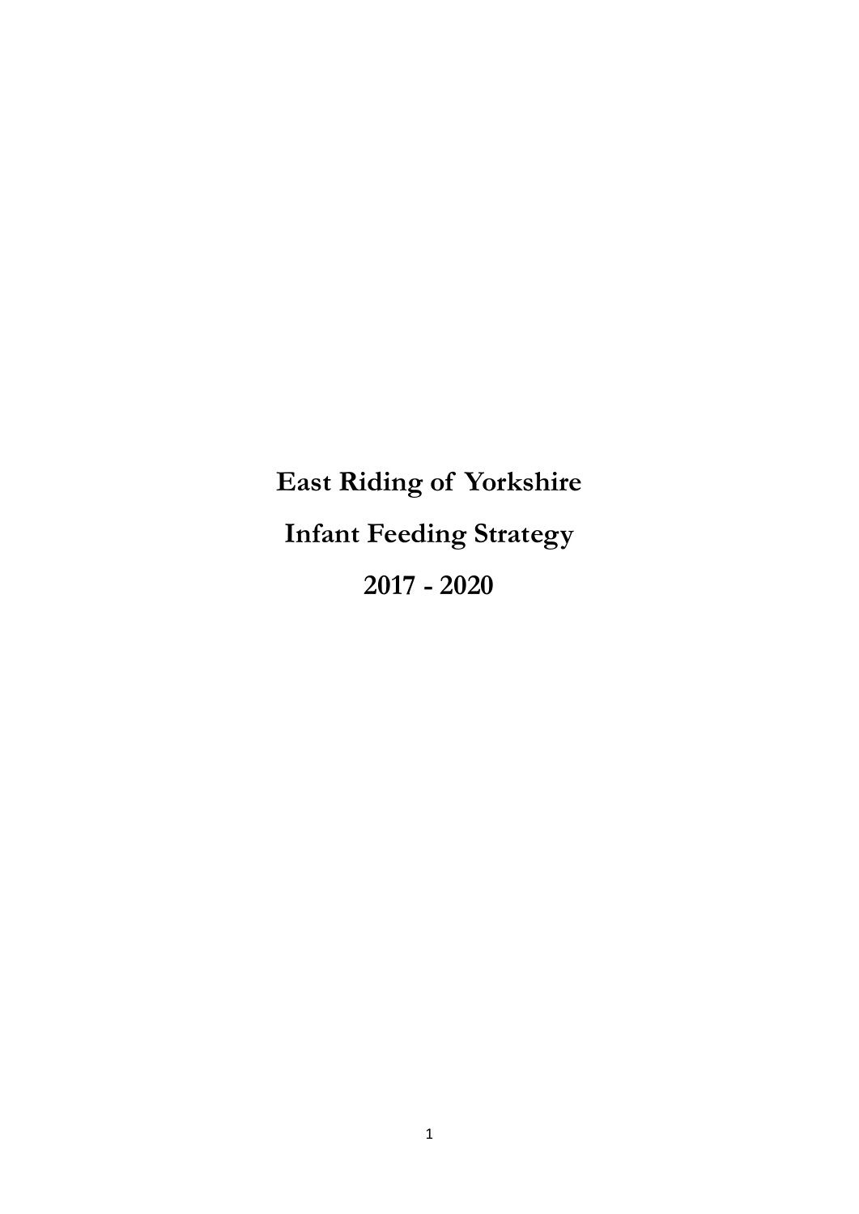# East Riding of Yorkshire

# Infant Feeding Strategy

# 2017 - 2020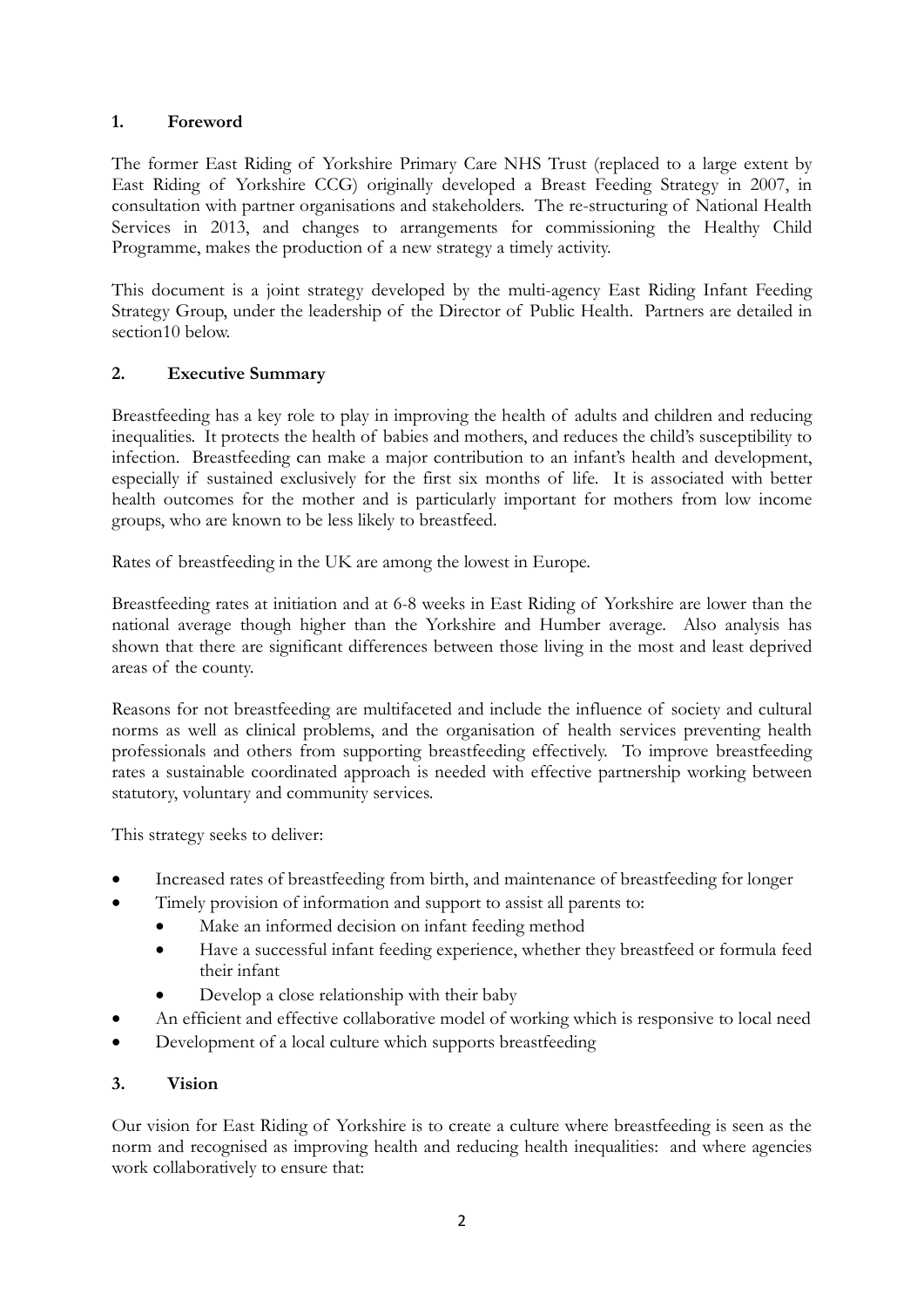## 1. Foreword

The former East Riding of Yorkshire Primary Care NHS Trust (replaced to a large extent by East Riding of Yorkshire CCG) originally developed a Breast Feeding Strategy in 2007, in consultation with partner organisations and stakeholders. The re-structuring of National Health Services in 2013, and changes to arrangements for commissioning the Healthy Child Programme, makes the production of a new strategy a timely activity.

This document is a joint strategy developed by the multi-agency East Riding Infant Feeding Strategy Group, under the leadership of the Director of Public Health. Partners are detailed in section10 below.

## 2. Executive Summary

Breastfeeding has a key role to play in improving the health of adults and children and reducing inequalities. It protects the health of babies and mothers, and reduces the child's susceptibility to infection. Breastfeeding can make a major contribution to an infant's health and development, especially if sustained exclusively for the first six months of life. It is associated with better health outcomes for the mother and is particularly important for mothers from low income groups, who are known to be less likely to breastfeed.

Rates of breastfeeding in the UK are among the lowest in Europe.

Breastfeeding rates at initiation and at 6-8 weeks in East Riding of Yorkshire are lower than the national average though higher than the Yorkshire and Humber average. Also analysis has shown that there are significant differences between those living in the most and least deprived areas of the county.

Reasons for not breastfeeding are multifaceted and include the influence of society and cultural norms as well as clinical problems, and the organisation of health services preventing health professionals and others from supporting breastfeeding effectively. To improve breastfeeding rates a sustainable coordinated approach is needed with effective partnership working between statutory, voluntary and community services.

This strategy seeks to deliver:

- Increased rates of breastfeeding from birth, and maintenance of breastfeeding for longer
- Timely provision of information and support to assist all parents to:
  - Make an informed decision on infant feeding method
  - Have a successful infant feeding experience, whether they breastfeed or formula feed their infant
  - Develop a close relationship with their baby
- An efficient and effective collaborative model of working which is responsive to local need
- Development of a local culture which supports breastfeeding

## 3. Vision

Our vision for East Riding of Yorkshire is to create a culture where breastfeeding is seen as the norm and recognised as improving health and reducing health inequalities: and where agencies work collaboratively to ensure that: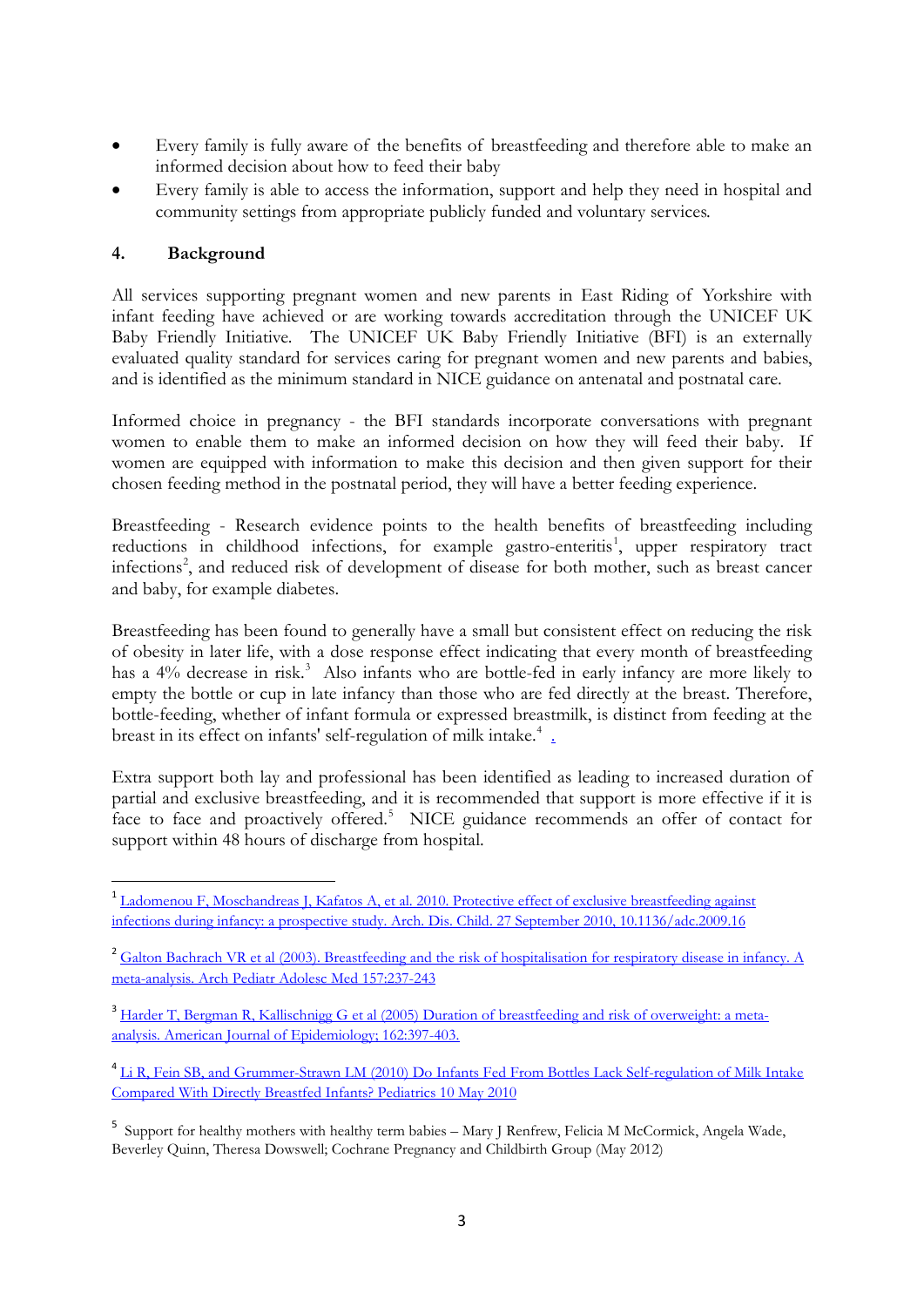- Every family is fully aware of the benefits of breastfeeding and therefore able to make an informed decision about how to feed their baby
- Every family is able to access the information, support and help they need in hospital and community settings from appropriate publicly funded and voluntary services.

## 4. Background

All services supporting pregnant women and new parents in East Riding of Yorkshire with infant feeding have achieved or are working towards accreditation through the UNICEF UK Baby Friendly Initiative. The UNICEF UK Baby Friendly Initiative (BFI) is an externally evaluated quality standard for services caring for pregnant women and new parents and babies, and is identified as the minimum standard in NICE guidance on antenatal and postnatal care.

Informed choice in pregnancy - the BFI standards incorporate conversations with pregnant women to enable them to make an informed decision on how they will feed their baby. If women are equipped with information to make this decision and then given support for their chosen feeding method in the postnatal period, they will have a better feeding experience.

Breastfeeding - Research evidence points to the health benefits of breastfeeding including reductions in childhood infections, for example gastro-enteritis[1], upper respiratory tract infections[2], and reduced risk of development of disease for both mother, such as breast cancer and baby, for example diabetes.

Breastfeeding has been found to generally have a small but consistent effect on reducing the risk of obesity in later life, with a dose response effect indicating that every month of breastfeeding has a 4% decrease in risk.[3] Also infants who are bottle-fed in early infancy are more likely to empty the bottle or cup in late infancy than those who are fed directly at the breast. Therefore, bottle-feeding, whether of infant formula or expressed breastmilk, is distinct from feeding at the breast in its effect on infants' self-regulation of milk intake.[4] .

Extra support both lay and professional has been identified as leading to increased duration of partial and exclusive breastfeeding, and it is recommended that support is more effective if it is face to face and proactively offered.[5] NICE guidance recommends an offer of contact for support within 48 hours of discharge from hospital.

---

[1] Ladomenou F, Moschandreas J, Kafatos A, et al. 2010. Protective effect of exclusive breastfeeding against infections during infancy: a prospective study. Arch. Dis. Child. 27 September 2010, 10.1136/adc.2009.16

[2] Galton Bachrach VR et al (2003). Breastfeeding and the risk of hospitalisation for respiratory disease in infancy. A meta-analysis. Arch Pediatr Adolesc Med 157:237-243

[3] Harder T, Bergman R, Kallischnigg G et al (2005) Duration of breastfeeding and risk of overweight: a meta-analysis. American Journal of Epidemiology; 162:397-403.

[4] Li R, Fein SB, and Grummer-Strawn LM (2010) Do Infants Fed From Bottles Lack Self-regulation of Milk Intake Compared With Directly Breastfed Infants? Pediatrics 10 May 2010

[5] Support for healthy mothers with healthy term babies – Mary J Renfrew, Felicia M McCormick, Angela Wade, Beverley Quinn, Theresa Dowswell; Cochrane Pregnancy and Childbirth Group (May 2012)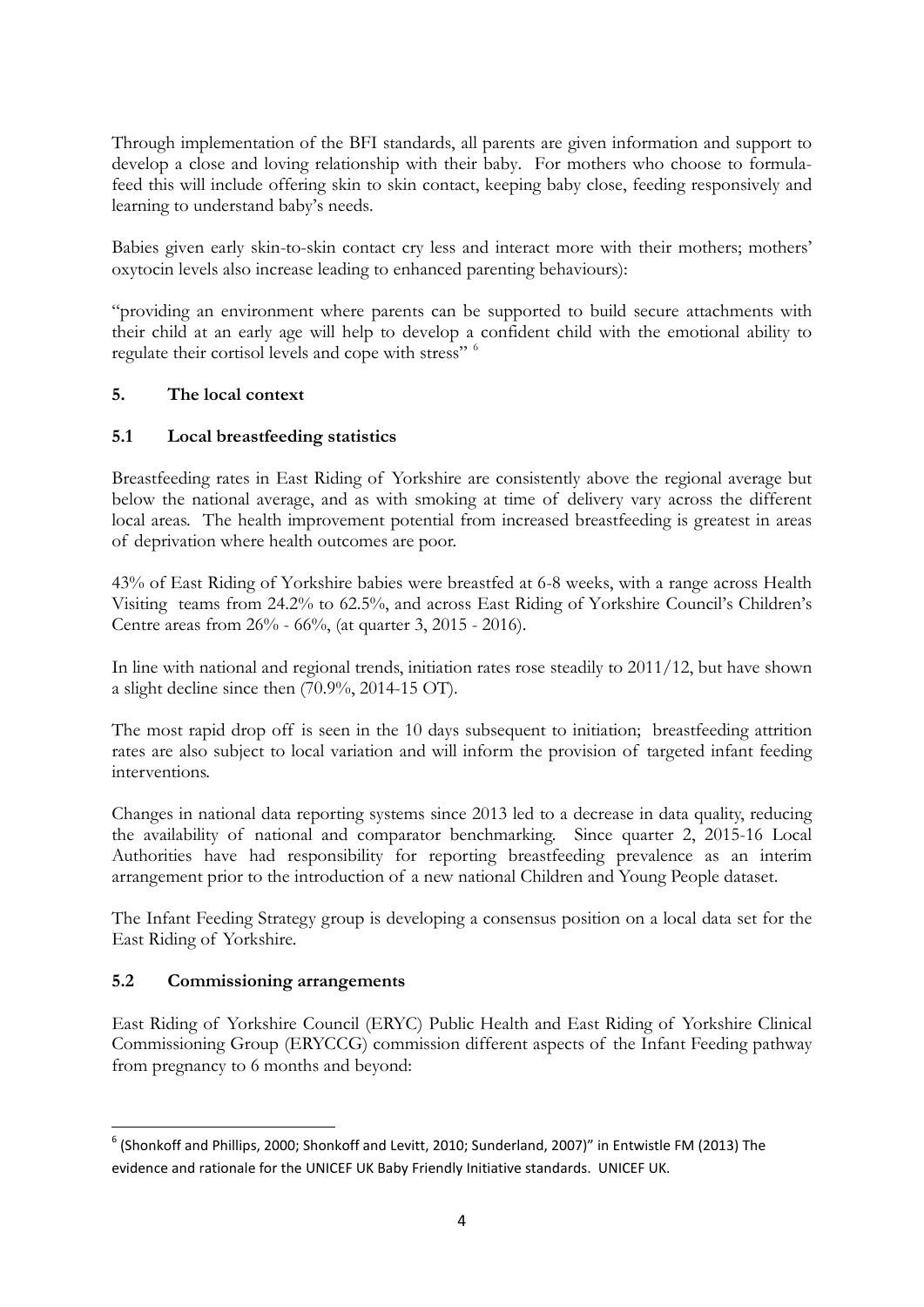Through implementation of the BFI standards, all parents are given information and support to develop a close and loving relationship with their baby. For mothers who choose to formula-feed this will include offering skin to skin contact, keeping baby close, feeding responsively and learning to understand baby's needs.

Babies given early skin-to-skin contact cry less and interact more with their mothers; mothers' oxytocin levels also increase leading to enhanced parenting behaviours):

"providing an environment where parents can be supported to build secure attachments with their child at an early age will help to develop a confident child with the emotional ability to regulate their cortisol levels and cope with stress" [6]

## 5. The local context

### 5.1 Local breastfeeding statistics

Breastfeeding rates in East Riding of Yorkshire are consistently above the regional average but below the national average, and as with smoking at time of delivery vary across the different local areas. The health improvement potential from increased breastfeeding is greatest in areas of deprivation where health outcomes are poor.

43% of East Riding of Yorkshire babies were breastfed at 6-8 weeks, with a range across Health Visiting teams from 24.2% to 62.5%, and across East Riding of Yorkshire Council's Children's Centre areas from 26% - 66%, (at quarter 3, 2015 - 2016).

In line with national and regional trends, initiation rates rose steadily to 2011/12, but have shown a slight decline since then (70.9%, 2014-15 OT).

The most rapid drop off is seen in the 10 days subsequent to initiation; breastfeeding attrition rates are also subject to local variation and will inform the provision of targeted infant feeding interventions.

Changes in national data reporting systems since 2013 led to a decrease in data quality, reducing the availability of national and comparator benchmarking. Since quarter 2, 2015-16 Local Authorities have had responsibility for reporting breastfeeding prevalence as an interim arrangement prior to the introduction of a new national Children and Young People dataset.

The Infant Feeding Strategy group is developing a consensus position on a local data set for the East Riding of Yorkshire.

### 5.2 Commissioning arrangements

East Riding of Yorkshire Council (ERYC) Public Health and East Riding of Yorkshire Clinical Commissioning Group (ERYCCG) commission different aspects of the Infant Feeding pathway from pregnancy to 6 months and beyond:

---

[6] (Shonkoff and Phillips, 2000; Shonkoff and Levitt, 2010; Sunderland, 2007)" in Entwistle FM (2013) The evidence and rationale for the UNICEF UK Baby Friendly Initiative standards. UNICEF UK.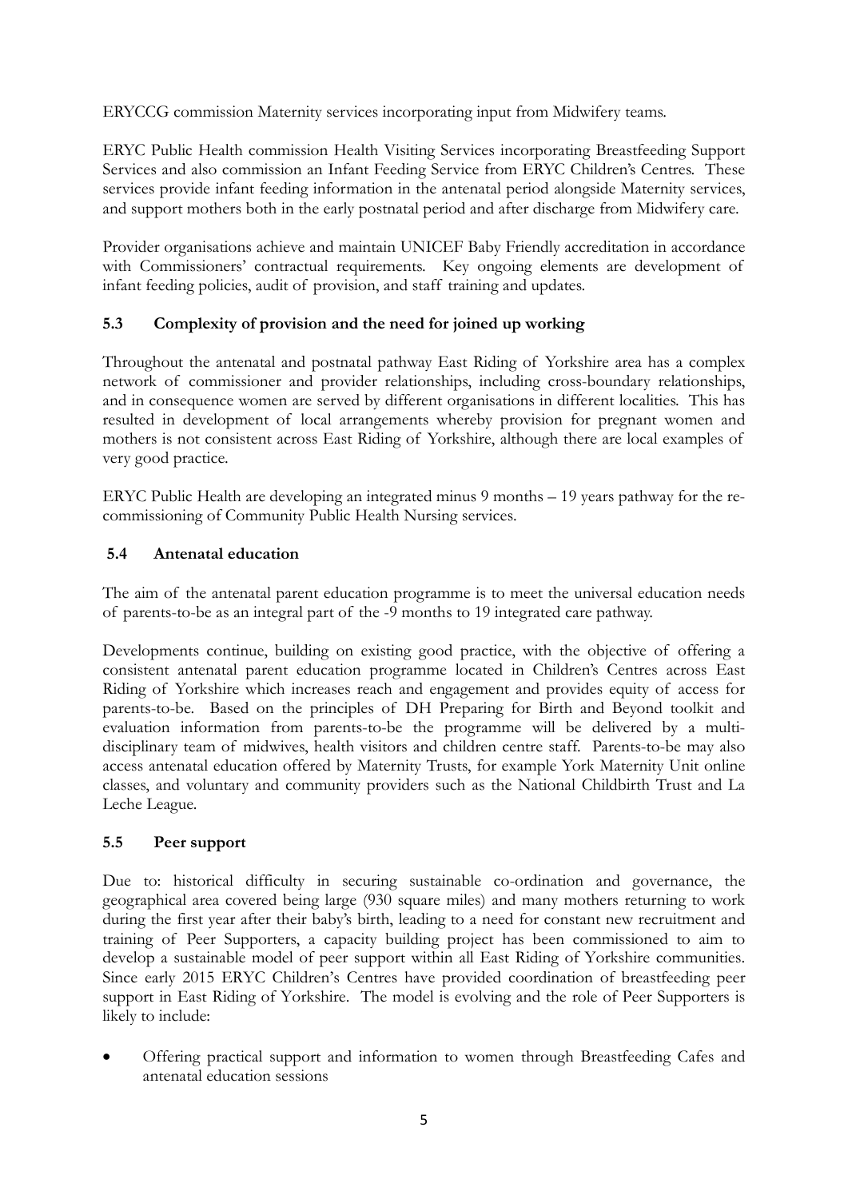ERYCCG commission Maternity services incorporating input from Midwifery teams.

ERYC Public Health commission Health Visiting Services incorporating Breastfeeding Support Services and also commission an Infant Feeding Service from ERYC Children's Centres. These services provide infant feeding information in the antenatal period alongside Maternity services, and support mothers both in the early postnatal period and after discharge from Midwifery care.

Provider organisations achieve and maintain UNICEF Baby Friendly accreditation in accordance with Commissioners' contractual requirements. Key ongoing elements are development of infant feeding policies, audit of provision, and staff training and updates.

### 5.3 Complexity of provision and the need for joined up working

Throughout the antenatal and postnatal pathway East Riding of Yorkshire area has a complex network of commissioner and provider relationships, including cross-boundary relationships, and in consequence women are served by different organisations in different localities. This has resulted in development of local arrangements whereby provision for pregnant women and mothers is not consistent across East Riding of Yorkshire, although there are local examples of very good practice.

ERYC Public Health are developing an integrated minus 9 months – 19 years pathway for the re-commissioning of Community Public Health Nursing services.

### 5.4 Antenatal education

The aim of the antenatal parent education programme is to meet the universal education needs of parents-to-be as an integral part of the -9 months to 19 integrated care pathway.

Developments continue, building on existing good practice, with the objective of offering a consistent antenatal parent education programme located in Children's Centres across East Riding of Yorkshire which increases reach and engagement and provides equity of access for parents-to-be. Based on the principles of DH Preparing for Birth and Beyond toolkit and evaluation information from parents-to-be the programme will be delivered by a multi-disciplinary team of midwives, health visitors and children centre staff. Parents-to-be may also access antenatal education offered by Maternity Trusts, for example York Maternity Unit online classes, and voluntary and community providers such as the National Childbirth Trust and La Leche League.

### 5.5 Peer support

Due to: historical difficulty in securing sustainable co-ordination and governance, the geographical area covered being large (930 square miles) and many mothers returning to work during the first year after their baby's birth, leading to a need for constant new recruitment and training of Peer Supporters, a capacity building project has been commissioned to aim to develop a sustainable model of peer support within all East Riding of Yorkshire communities. Since early 2015 ERYC Children's Centres have provided coordination of breastfeeding peer support in East Riding of Yorkshire. The model is evolving and the role of Peer Supporters is likely to include:

- Offering practical support and information to women through Breastfeeding Cafes and antenatal education sessions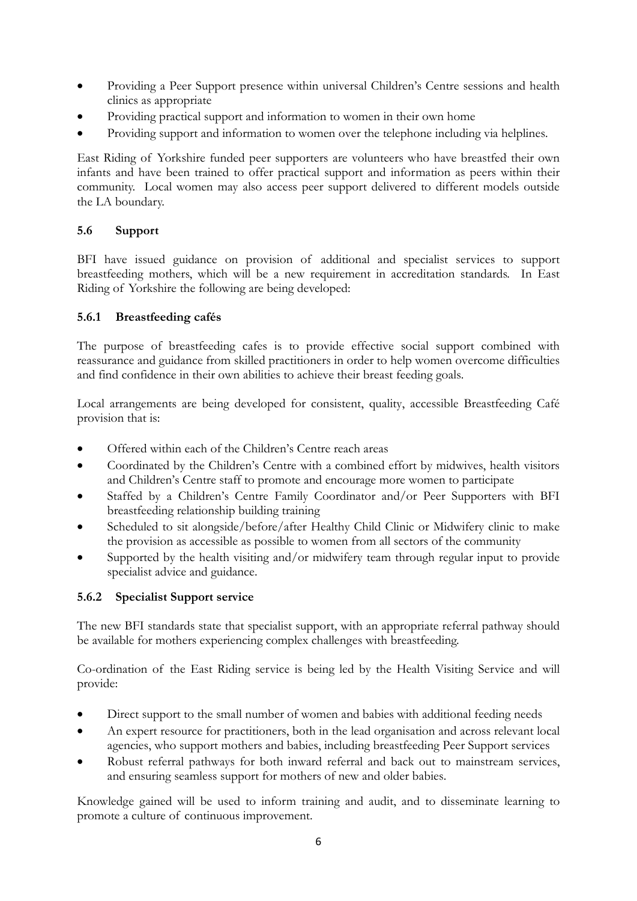- Providing a Peer Support presence within universal Children's Centre sessions and health clinics as appropriate
- Providing practical support and information to women in their own home
- Providing support and information to women over the telephone including via helplines.

East Riding of Yorkshire funded peer supporters are volunteers who have breastfed their own infants and have been trained to offer practical support and information as peers within their community. Local women may also access peer support delivered to different models outside the LA boundary.

### 5.6 Support

BFI have issued guidance on provision of additional and specialist services to support breastfeeding mothers, which will be a new requirement in accreditation standards. In East Riding of Yorkshire the following are being developed:

#### 5.6.1 Breastfeeding cafés

The purpose of breastfeeding cafes is to provide effective social support combined with reassurance and guidance from skilled practitioners in order to help women overcome difficulties and find confidence in their own abilities to achieve their breast feeding goals.

Local arrangements are being developed for consistent, quality, accessible Breastfeeding Café provision that is:

- Offered within each of the Children's Centre reach areas
- Coordinated by the Children's Centre with a combined effort by midwives, health visitors and Children's Centre staff to promote and encourage more women to participate
- Staffed by a Children's Centre Family Coordinator and/or Peer Supporters with BFI breastfeeding relationship building training
- Scheduled to sit alongside/before/after Healthy Child Clinic or Midwifery clinic to make the provision as accessible as possible to women from all sectors of the community
- Supported by the health visiting and/or midwifery team through regular input to provide specialist advice and guidance.

#### 5.6.2 Specialist Support service

The new BFI standards state that specialist support, with an appropriate referral pathway should be available for mothers experiencing complex challenges with breastfeeding.

Co-ordination of the East Riding service is being led by the Health Visiting Service and will provide:

- Direct support to the small number of women and babies with additional feeding needs
- An expert resource for practitioners, both in the lead organisation and across relevant local agencies, who support mothers and babies, including breastfeeding Peer Support services
- Robust referral pathways for both inward referral and back out to mainstream services, and ensuring seamless support for mothers of new and older babies.

Knowledge gained will be used to inform training and audit, and to disseminate learning to promote a culture of continuous improvement.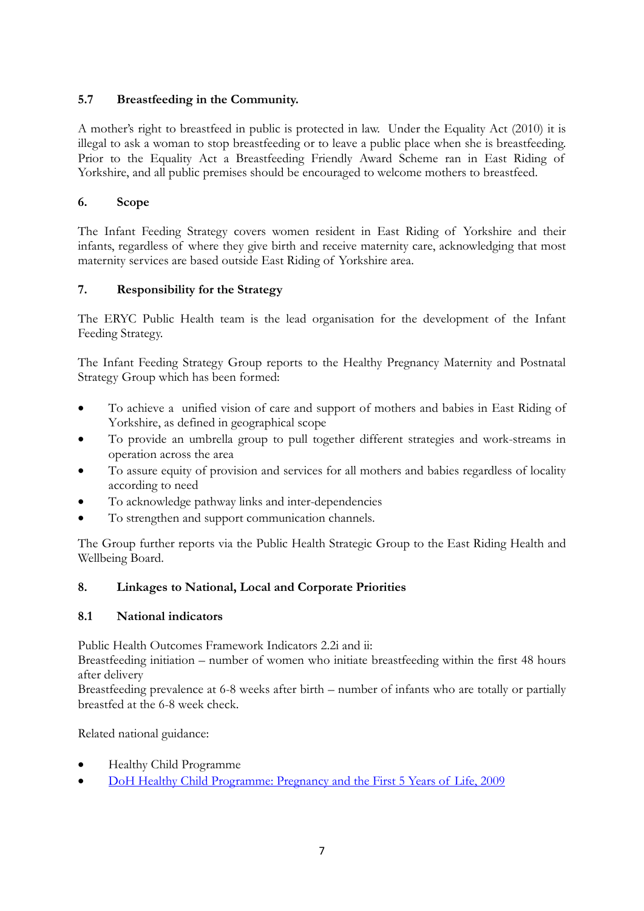### 5.7 Breastfeeding in the Community.

A mother's right to breastfeed in public is protected in law. Under the Equality Act (2010) it is illegal to ask a woman to stop breastfeeding or to leave a public place when she is breastfeeding. Prior to the Equality Act a Breastfeeding Friendly Award Scheme ran in East Riding of Yorkshire, and all public premises should be encouraged to welcome mothers to breastfeed.

## 6. Scope

The Infant Feeding Strategy covers women resident in East Riding of Yorkshire and their infants, regardless of where they give birth and receive maternity care, acknowledging that most maternity services are based outside East Riding of Yorkshire area.

## 7. Responsibility for the Strategy

The ERYC Public Health team is the lead organisation for the development of the Infant Feeding Strategy.

The Infant Feeding Strategy Group reports to the Healthy Pregnancy Maternity and Postnatal Strategy Group which has been formed:

- To achieve a unified vision of care and support of mothers and babies in East Riding of Yorkshire, as defined in geographical scope
- To provide an umbrella group to pull together different strategies and work-streams in operation across the area
- To assure equity of provision and services for all mothers and babies regardless of locality according to need
- To acknowledge pathway links and inter-dependencies
- To strengthen and support communication channels.

The Group further reports via the Public Health Strategic Group to the East Riding Health and Wellbeing Board.

## 8. Linkages to National, Local and Corporate Priorities

### 8.1 National indicators

Public Health Outcomes Framework Indicators 2.2i and ii:
Breastfeeding initiation – number of women who initiate breastfeeding within the first 48 hours after delivery
Breastfeeding prevalence at 6-8 weeks after birth – number of infants who are totally or partially breastfed at the 6-8 week check.

Related national guidance:

- Healthy Child Programme
- DoH Healthy Child Programme: Pregnancy and the First 5 Years of Life, 2009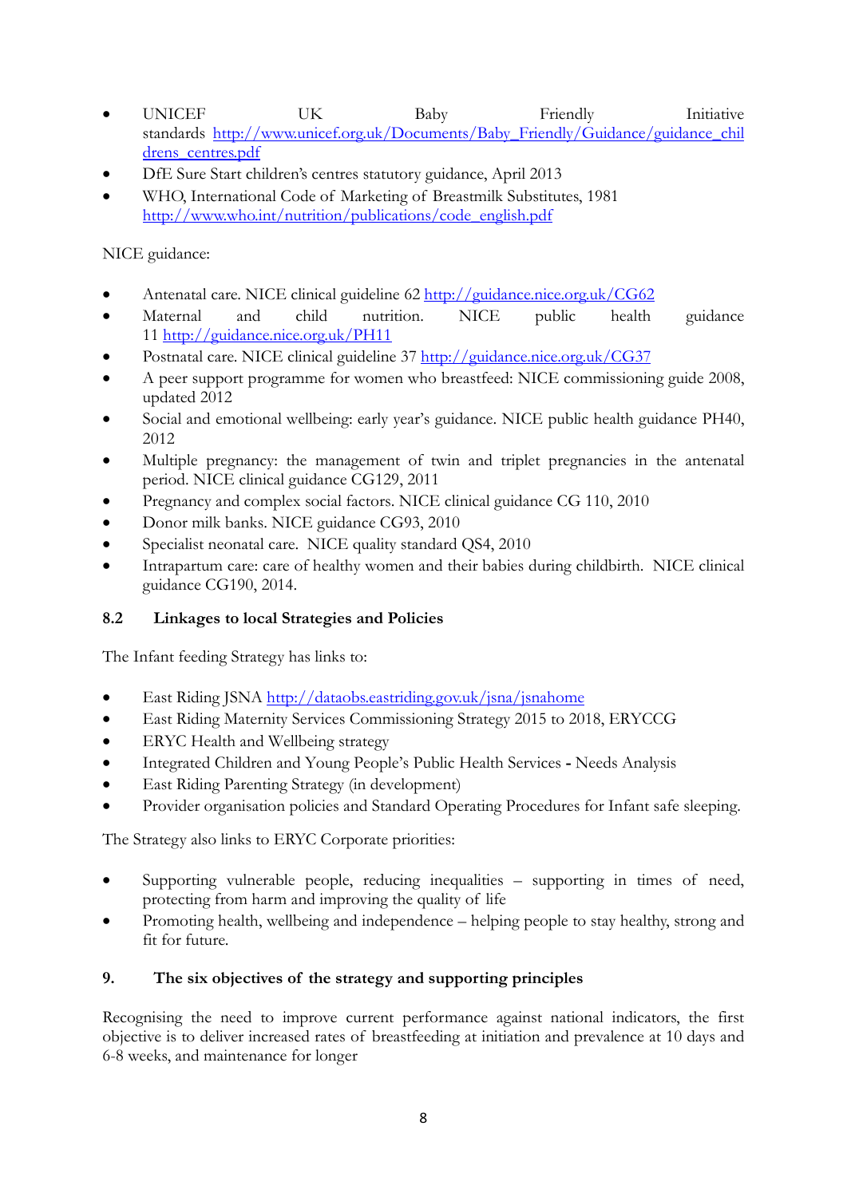- UNICEF UK Baby Friendly Initiative standards http://www.unicef.org.uk/Documents/Baby_Friendly/Guidance/guidance_childrens_centres.pdf
- DfE Sure Start children's centres statutory guidance, April 2013
- WHO, International Code of Marketing of Breastmilk Substitutes, 1981 http://www.who.int/nutrition/publications/code_english.pdf

NICE guidance:

- Antenatal care. NICE clinical guideline 62 http://guidance.nice.org.uk/CG62
- Maternal and child nutrition. NICE public health guidance 11 http://guidance.nice.org.uk/PH11
- Postnatal care. NICE clinical guideline 37 http://guidance.nice.org.uk/CG37
- A peer support programme for women who breastfeed: NICE commissioning guide 2008, updated 2012
- Social and emotional wellbeing: early year's guidance. NICE public health guidance PH40, 2012
- Multiple pregnancy: the management of twin and triplet pregnancies in the antenatal period. NICE clinical guidance CG129, 2011
- Pregnancy and complex social factors. NICE clinical guidance CG 110, 2010
- Donor milk banks. NICE guidance CG93, 2010
- Specialist neonatal care. NICE quality standard QS4, 2010
- Intrapartum care: care of healthy women and their babies during childbirth. NICE clinical guidance CG190, 2014.

### 8.2 Linkages to local Strategies and Policies

The Infant feeding Strategy has links to:

- East Riding JSNA http://dataobs.eastriding.gov.uk/jsna/jsnahome
- East Riding Maternity Services Commissioning Strategy 2015 to 2018, ERYCCG
- ERYC Health and Wellbeing strategy
- Integrated Children and Young People's Public Health Services **-** Needs Analysis
- East Riding Parenting Strategy (in development)
- Provider organisation policies and Standard Operating Procedures for Infant safe sleeping.

The Strategy also links to ERYC Corporate priorities:

- Supporting vulnerable people, reducing inequalities – supporting in times of need, protecting from harm and improving the quality of life
- Promoting health, wellbeing and independence – helping people to stay healthy, strong and fit for future.

## 9. The six objectives of the strategy and supporting principles

Recognising the need to improve current performance against national indicators, the first objective is to deliver increased rates of breastfeeding at initiation and prevalence at 10 days and 6-8 weeks, and maintenance for longer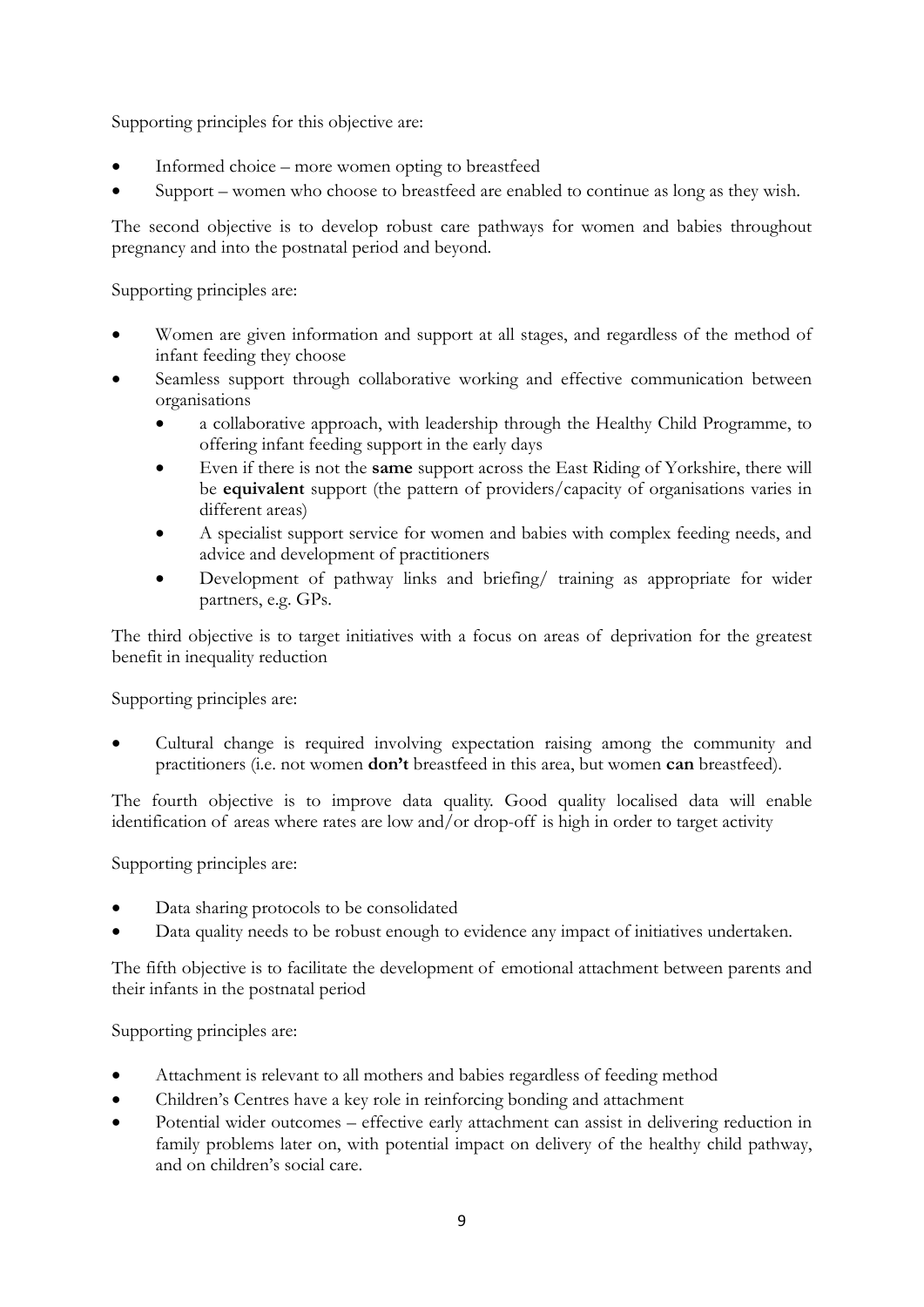Supporting principles for this objective are:

- Informed choice – more women opting to breastfeed
- Support – women who choose to breastfeed are enabled to continue as long as they wish.

The second objective is to develop robust care pathways for women and babies throughout pregnancy and into the postnatal period and beyond.

Supporting principles are:

- Women are given information and support at all stages, and regardless of the method of infant feeding they choose
- Seamless support through collaborative working and effective communication between organisations
  - a collaborative approach, with leadership through the Healthy Child Programme, to offering infant feeding support in the early days
  - Even if there is not the **same** support across the East Riding of Yorkshire, there will be **equivalent** support (the pattern of providers/capacity of organisations varies in different areas)
  - A specialist support service for women and babies with complex feeding needs, and advice and development of practitioners
  - Development of pathway links and briefing/ training as appropriate for wider partners, e.g. GPs.

The third objective is to target initiatives with a focus on areas of deprivation for the greatest benefit in inequality reduction

Supporting principles are:

- Cultural change is required involving expectation raising among the community and practitioners (i.e. not women **don't** breastfeed in this area, but women **can** breastfeed).

The fourth objective is to improve data quality. Good quality localised data will enable identification of areas where rates are low and/or drop-off is high in order to target activity

Supporting principles are:

- Data sharing protocols to be consolidated
- Data quality needs to be robust enough to evidence any impact of initiatives undertaken.

The fifth objective is to facilitate the development of emotional attachment between parents and their infants in the postnatal period

Supporting principles are:

- Attachment is relevant to all mothers and babies regardless of feeding method
- Children's Centres have a key role in reinforcing bonding and attachment
- Potential wider outcomes – effective early attachment can assist in delivering reduction in family problems later on, with potential impact on delivery of the healthy child pathway, and on children's social care.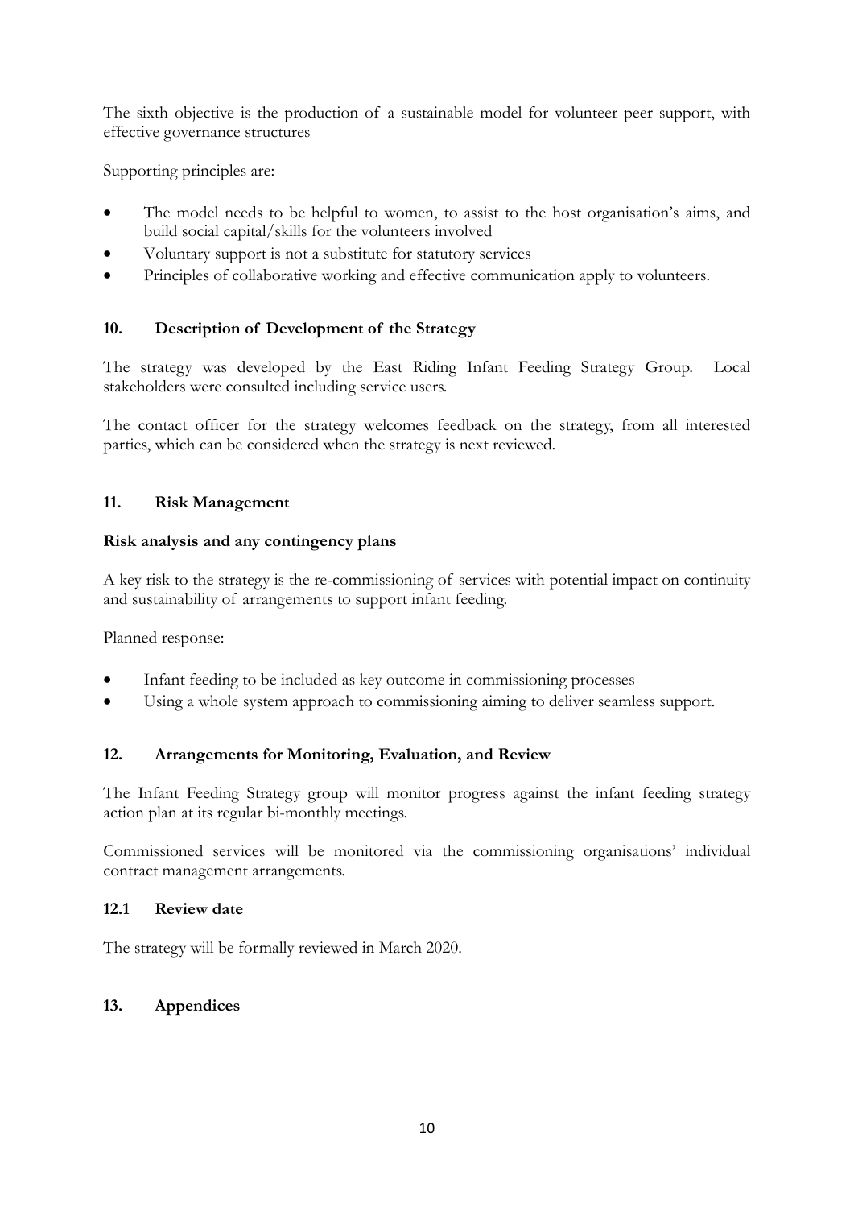The sixth objective is the production of a sustainable model for volunteer peer support, with effective governance structures

Supporting principles are:

- The model needs to be helpful to women, to assist to the host organisation's aims, and build social capital/skills for the volunteers involved
- Voluntary support is not a substitute for statutory services
- Principles of collaborative working and effective communication apply to volunteers.

## 10. Description of Development of the Strategy

The strategy was developed by the East Riding Infant Feeding Strategy Group. Local stakeholders were consulted including service users.

The contact officer for the strategy welcomes feedback on the strategy, from all interested parties, which can be considered when the strategy is next reviewed.

## 11. Risk Management

### Risk analysis and any contingency plans

A key risk to the strategy is the re-commissioning of services with potential impact on continuity and sustainability of arrangements to support infant feeding.

Planned response:

- Infant feeding to be included as key outcome in commissioning processes
- Using a whole system approach to commissioning aiming to deliver seamless support.

## 12. Arrangements for Monitoring, Evaluation, and Review

The Infant Feeding Strategy group will monitor progress against the infant feeding strategy action plan at its regular bi-monthly meetings.

Commissioned services will be monitored via the commissioning organisations' individual contract management arrangements.

### 12.1 Review date

The strategy will be formally reviewed in March 2020.

## 13. Appendices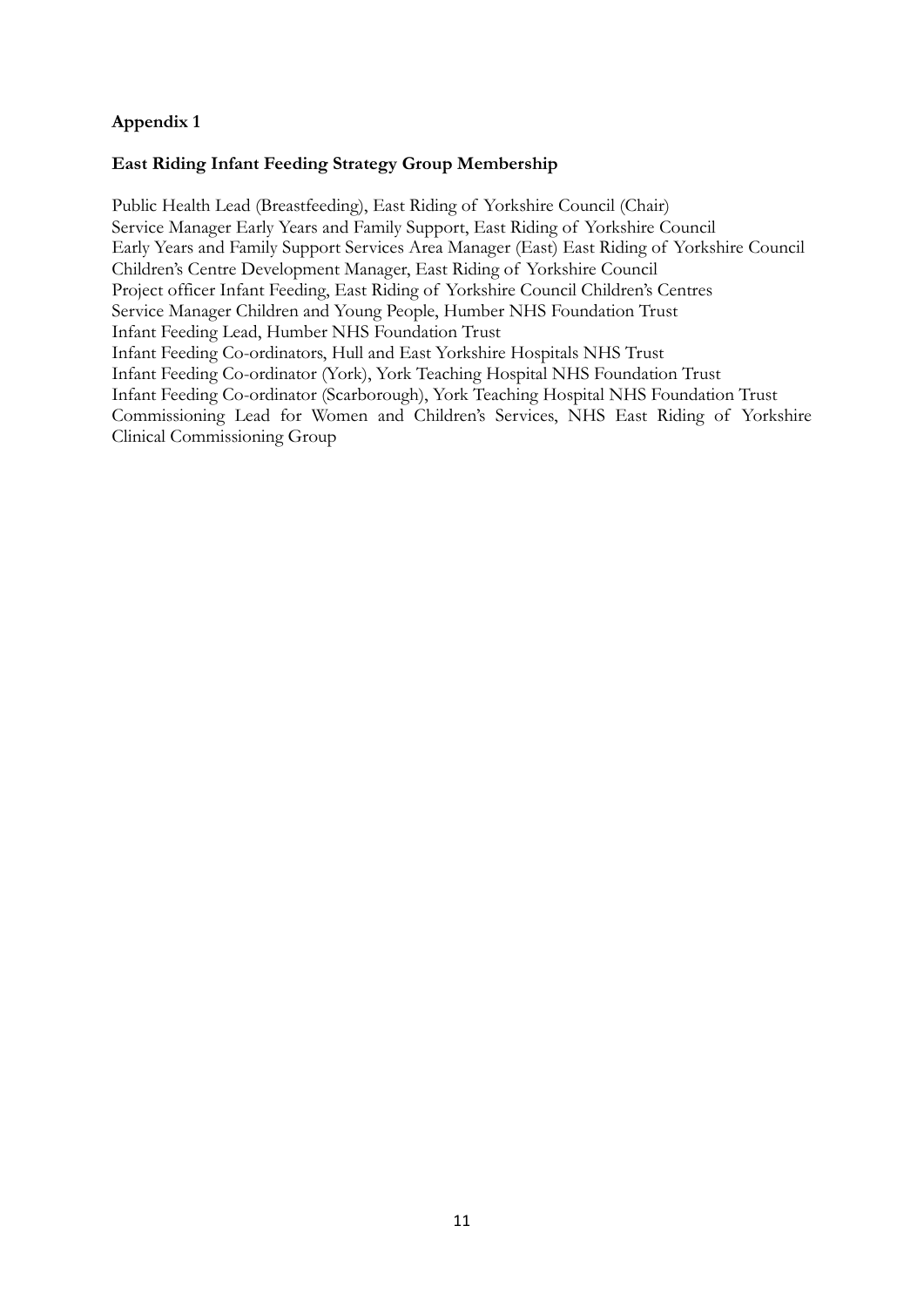**Appendix 1**

**East Riding Infant Feeding Strategy Group Membership**

Public Health Lead (Breastfeeding), East Riding of Yorkshire Council (Chair)
Service Manager Early Years and Family Support, East Riding of Yorkshire Council
Early Years and Family Support Services Area Manager (East) East Riding of Yorkshire Council
Children's Centre Development Manager, East Riding of Yorkshire Council
Project officer Infant Feeding, East Riding of Yorkshire Council Children's Centres
Service Manager Children and Young People, Humber NHS Foundation Trust
Infant Feeding Lead, Humber NHS Foundation Trust
Infant Feeding Co-ordinators, Hull and East Yorkshire Hospitals NHS Trust
Infant Feeding Co-ordinator (York), York Teaching Hospital NHS Foundation Trust
Infant Feeding Co-ordinator (Scarborough), York Teaching Hospital NHS Foundation Trust
Commissioning Lead for Women and Children's Services, NHS East Riding of Yorkshire Clinical Commissioning Group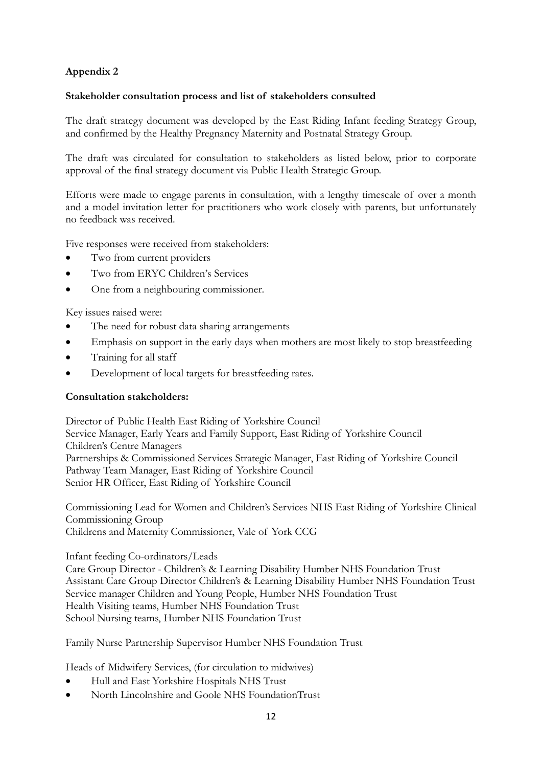**Appendix 2**

**Stakeholder consultation process and list of stakeholders consulted**

The draft strategy document was developed by the East Riding Infant feeding Strategy Group, and confirmed by the Healthy Pregnancy Maternity and Postnatal Strategy Group.

The draft was circulated for consultation to stakeholders as listed below, prior to corporate approval of the final strategy document via Public Health Strategic Group.

Efforts were made to engage parents in consultation, with a lengthy timescale of over a month and a model invitation letter for practitioners who work closely with parents, but unfortunately no feedback was received.

Five responses were received from stakeholders:

- Two from current providers
- Two from ERYC Children's Services
- One from a neighbouring commissioner.

Key issues raised were:

- The need for robust data sharing arrangements
- Emphasis on support in the early days when mothers are most likely to stop breastfeeding
- Training for all staff
- Development of local targets for breastfeeding rates.

**Consultation stakeholders:**

Director of Public Health East Riding of Yorkshire Council
Service Manager, Early Years and Family Support, East Riding of Yorkshire Council
Children's Centre Managers
Partnerships & Commissioned Services Strategic Manager, East Riding of Yorkshire Council
Pathway Team Manager, East Riding of Yorkshire Council
Senior HR Officer, East Riding of Yorkshire Council

Commissioning Lead for Women and Children's Services NHS East Riding of Yorkshire Clinical Commissioning Group
Childrens and Maternity Commissioner, Vale of York CCG

Infant feeding Co-ordinators/Leads
Care Group Director - Children's & Learning Disability Humber NHS Foundation Trust
Assistant Care Group Director Children's & Learning Disability Humber NHS Foundation Trust
Service manager Children and Young People, Humber NHS Foundation Trust
Health Visiting teams, Humber NHS Foundation Trust
School Nursing teams, Humber NHS Foundation Trust

Family Nurse Partnership Supervisor Humber NHS Foundation Trust

Heads of Midwifery Services, (for circulation to midwives)

- Hull and East Yorkshire Hospitals NHS Trust
- North Lincolnshire and Goole NHS FoundationTrust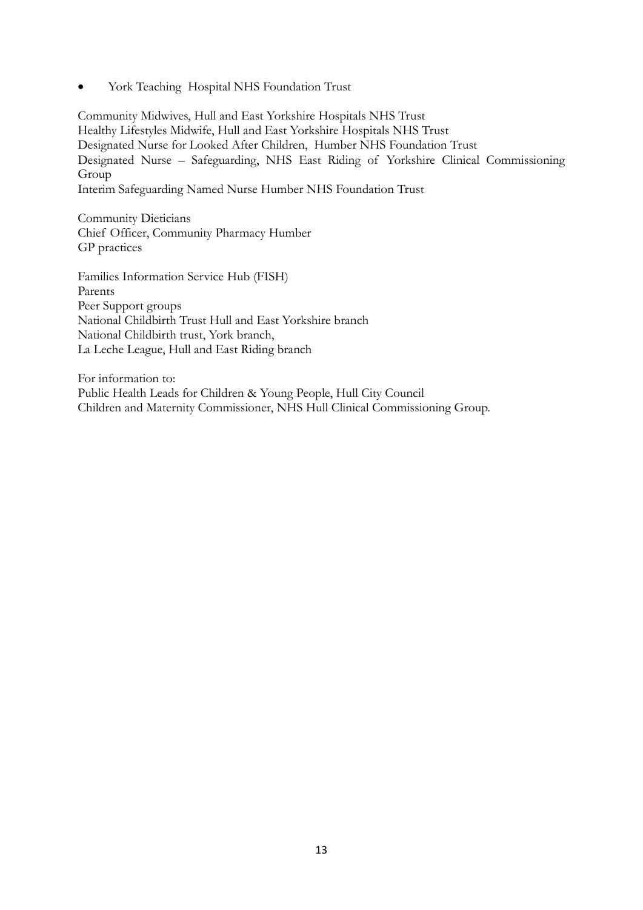- York Teaching Hospital NHS Foundation Trust

Community Midwives, Hull and East Yorkshire Hospitals NHS Trust
Healthy Lifestyles Midwife, Hull and East Yorkshire Hospitals NHS Trust
Designated Nurse for Looked After Children, Humber NHS Foundation Trust
Designated Nurse – Safeguarding, NHS East Riding of Yorkshire Clinical Commissioning Group
Interim Safeguarding Named Nurse Humber NHS Foundation Trust

Community Dieticians
Chief Officer, Community Pharmacy Humber
GP practices

Families Information Service Hub (FISH)
Parents
Peer Support groups
National Childbirth Trust Hull and East Yorkshire branch
National Childbirth trust, York branch,
La Leche League, Hull and East Riding branch

For information to:
Public Health Leads for Children & Young People, Hull City Council
Children and Maternity Commissioner, NHS Hull Clinical Commissioning Group.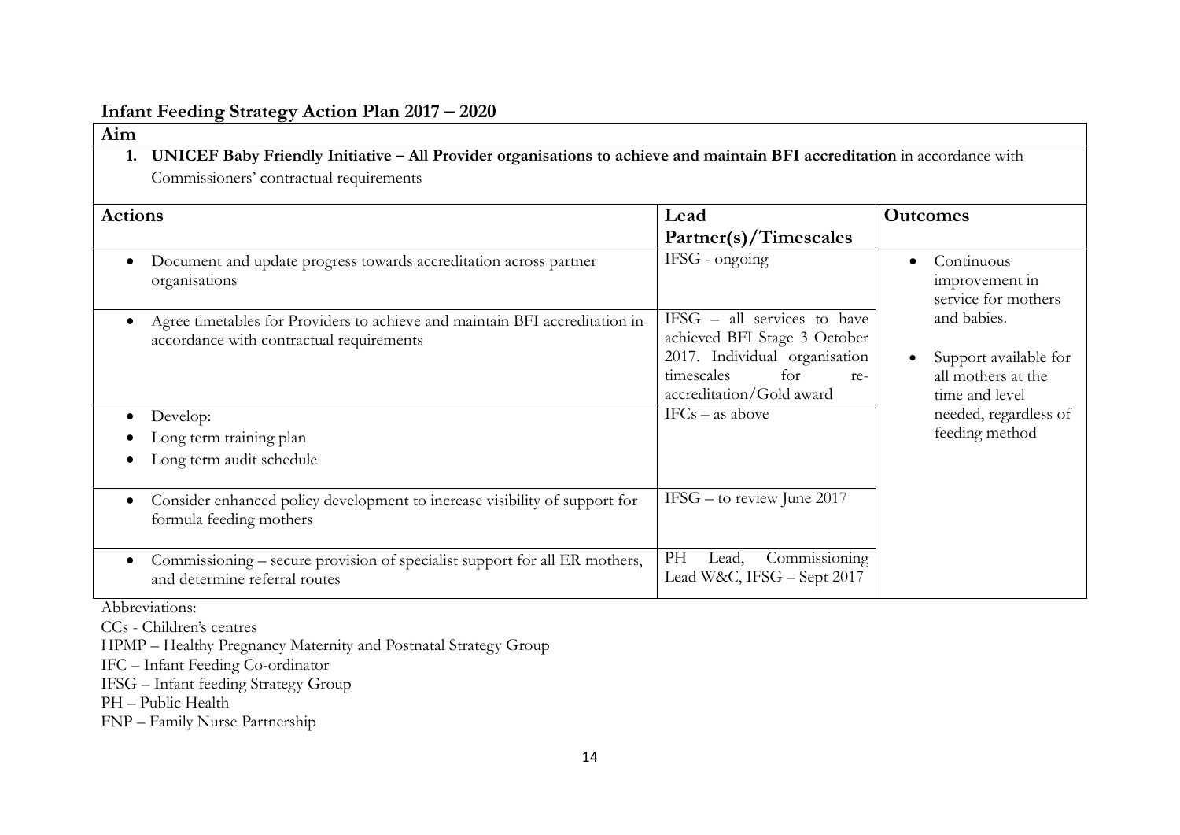## Infant Feeding Strategy Action Plan 2017 – 2020

| Aim | | |
|---|---|---|
| 1. **UNICEF Baby Friendly Initiative – All Provider organisations to achieve and maintain BFI accreditation** in accordance with Commissioners' contractual requirements | | |
| **Actions** | **Lead Partner(s)/Timescales** | **Outcomes** |
| • Document and update progress towards accreditation across partner organisations | IFSG - ongoing | • Continuous improvement in service for mothers and babies.<br><br>• Support available for all mothers at the time and level needed, regardless of feeding method |
| • Agree timetables for Providers to achieve and maintain BFI accreditation in accordance with contractual requirements | IFSG – all services to have achieved BFI Stage 3 October 2017. Individual organisation timescales for re-accreditation/Gold award | |
| • Develop:<br>• Long term training plan<br>• Long term audit schedule | IFCs – as above | |
| • Consider enhanced policy development to increase visibility of support for formula feeding mothers | IFSG – to review June 2017 | |
| • Commissioning – secure provision of specialist support for all ER mothers, and determine referral routes | PH Lead, Commissioning Lead W&C, IFSG – Sept 2017 | |

Abbreviations:

CCs - Children's centres

HPMP – Healthy Pregnancy Maternity and Postnatal Strategy Group

IFC – Infant Feeding Co-ordinator

IFSG – Infant feeding Strategy Group

PH – Public Health

FNP – Family Nurse Partnership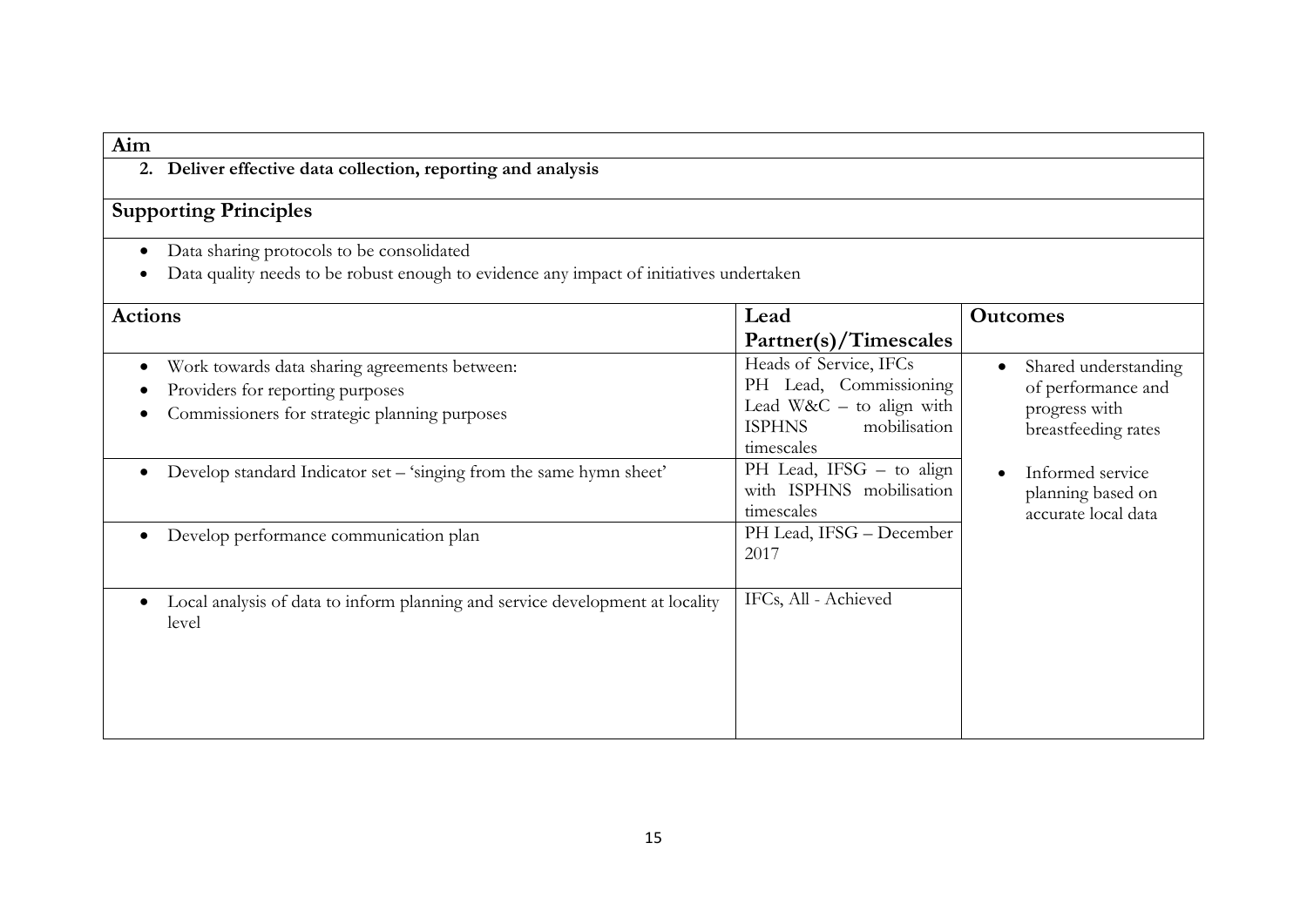**Aim**

2. **Deliver effective data collection, reporting and analysis**

## Supporting Principles

- Data sharing protocols to be consolidated
- Data quality needs to be robust enough to evidence any impact of initiatives undertaken

| Actions | Lead Partner(s)/Timescales | Outcomes |
|---|---|---|
| • Work towards data sharing agreements between:<br>• Providers for reporting purposes<br>• Commissioners for strategic planning purposes | Heads of Service, IFCs PH Lead, Commissioning Lead W&C – to align with ISPHNS mobilisation timescales | • Shared understanding of performance and progress with breastfeeding rates<br><br>• Informed service planning based on accurate local data |
| • Develop standard Indicator set – 'singing from the same hymn sheet' | PH Lead, IFSG – to align with ISPHNS mobilisation timescales | |
| • Develop performance communication plan | PH Lead, IFSG – December 2017 | |
| • Local analysis of data to inform planning and service development at locality level | IFCs, All - Achieved | |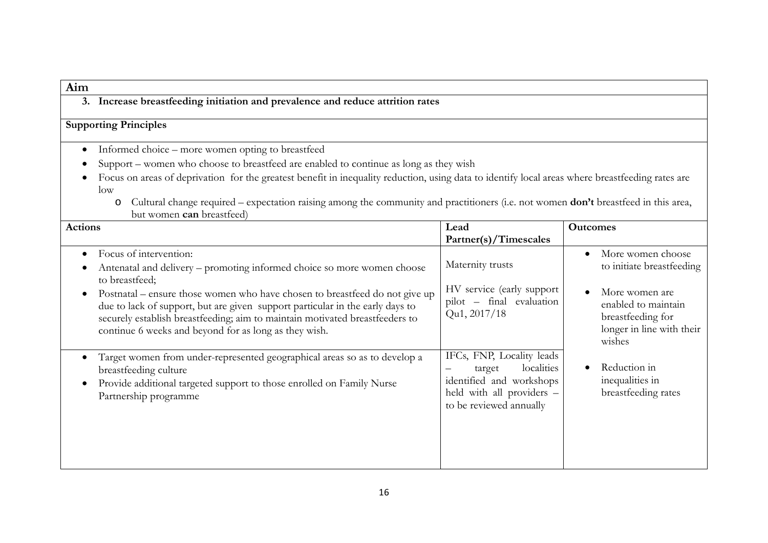**Aim**

**3. Increase breastfeeding initiation and prevalence and reduce attrition rates**

**Supporting Principles**

- Informed choice – more women opting to breastfeed
- Support – women who choose to breastfeed are enabled to continue as long as they wish
- Focus on areas of deprivation for the greatest benefit in inequality reduction, using data to identify local areas where breastfeeding rates are low
  - Cultural change required – expectation raising among the community and practitioners (i.e. not women **don't** breastfeed in this area, but women **can** breastfeed)

| Actions | Lead Partner(s)/Timescales | Outcomes |
|---|---|---|
| • Focus of intervention:<br>• Antenatal and delivery – promoting informed choice so more women choose to breastfeed;<br>• Postnatal – ensure those women who have chosen to breastfeed do not give up due to lack of support, but are given support particular in the early days to securely establish breastfeeding; aim to maintain motivated breastfeeders to continue 6 weeks and beyond for as long as they wish. | Maternity trusts<br><br>HV service (early support pilot – final evaluation Qu1, 2017/18 | • More women choose to initiate breastfeeding<br><br>• More women are enabled to maintain breastfeeding for longer in line with their wishes<br><br>• Reduction in inequalities in breastfeeding rates |
| • Target women from under-represented geographical areas so as to develop a breastfeeding culture<br>• Provide additional targeted support to those enrolled on Family Nurse Partnership programme | IFCs, FNP, Locality leads – target localities identified and workshops held with all providers – to be reviewed annually | |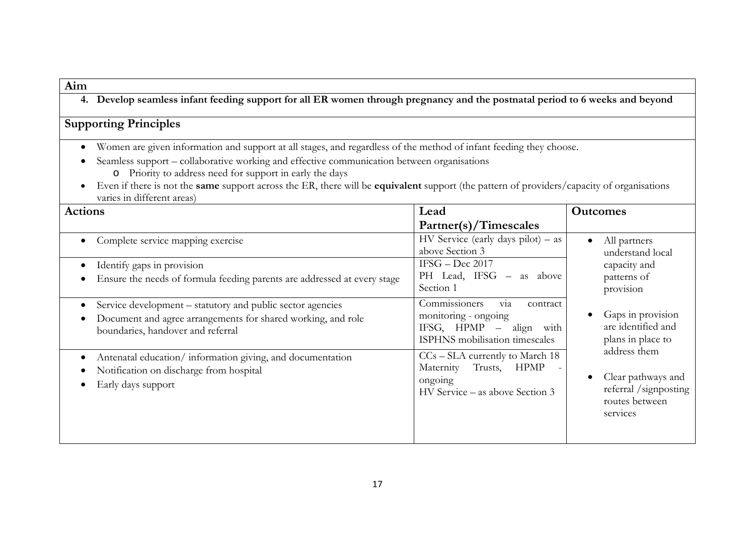## Aim

**4. Develop seamless infant feeding support for all ER women through pregnancy and the postnatal period to 6 weeks and beyond**

## Supporting Principles

- Women are given information and support at all stages, and regardless of the method of infant feeding they choose.
- Seamless support – collaborative working and effective communication between organisations
  - Priority to address need for support in early the days
- Even if there is not the **same** support across the ER, there will be **equivalent** support (the pattern of providers/capacity of organisations varies in different areas)

| Actions | Lead Partner(s)/Timescales | Outcomes |
| --- | --- | --- |
| • Complete service mapping exercise | HV Service (early days pilot) – as above Section 3 | • All partners understand local capacity and patterns of provision<br><br>• Gaps in provision are identified and plans in place to address them<br><br>• Clear pathways and referral /signposting routes between services |
| • Identify gaps in provision<br>• Ensure the needs of formula feeding parents are addressed at every stage | IFSG – Dec 2017<br>PH Lead, IFSG – as above Section 1 | |
| • Service development – statutory and public sector agencies<br>• Document and agree arrangements for shared working, and role boundaries, handover and referral | Commissioners via contract monitoring - ongoing<br>IFSG, HPMP – align with ISPHNS mobilisation timescales | |
| • Antenatal education/ information giving, and documentation<br>• Notification on discharge from hospital<br>• Early days support | CCs – SLA currently to March 18<br>Maternity Trusts, HPMP - ongoing<br>HV Service – as above Section 3 | |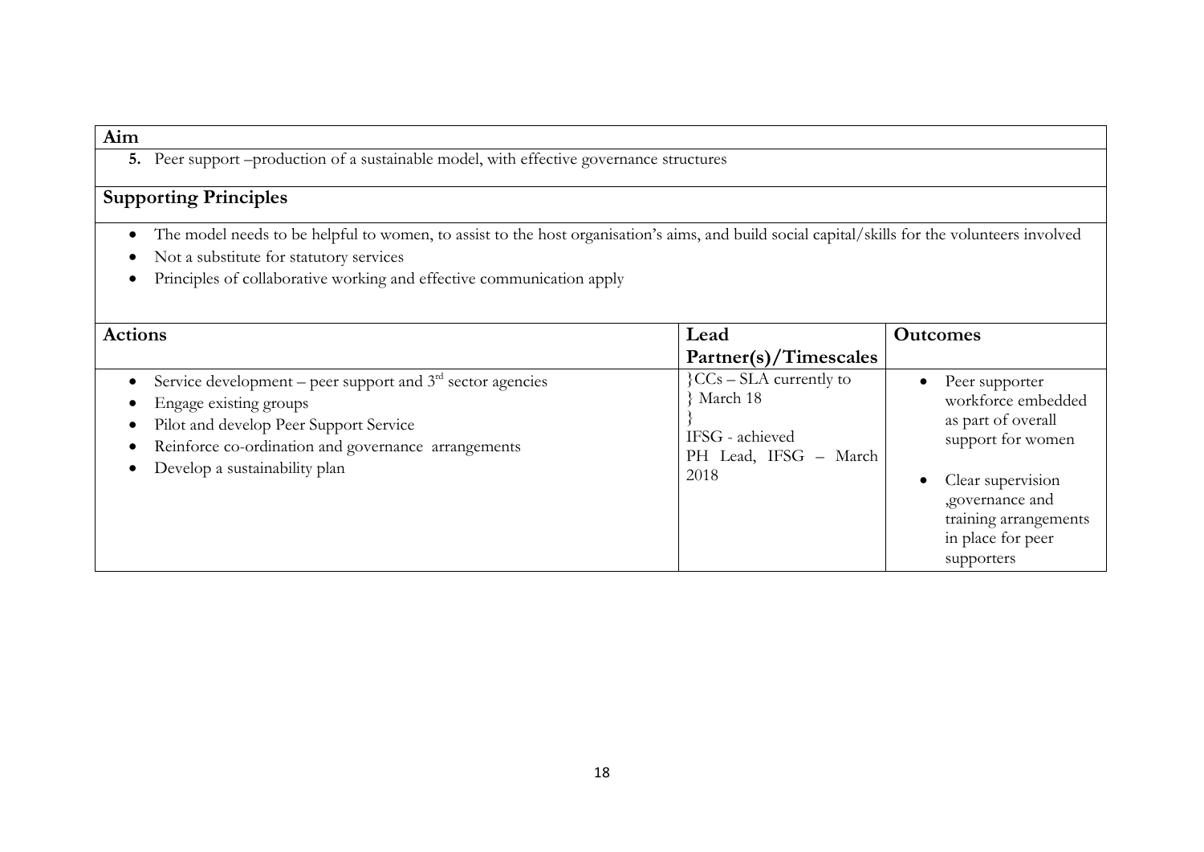## Aim

**5.** Peer support –production of a sustainable model, with effective governance structures

## Supporting Principles

- The model needs to be helpful to women, to assist to the host organisation's aims, and build social capital/skills for the volunteers involved
- Not a substitute for statutory services
- Principles of collaborative working and effective communication apply

| Actions | Lead Partner(s)/Timescales | Outcomes |
|---|---|---|
| • Service development – peer support and 3rd sector agencies<br>• Engage existing groups<br>• Pilot and develop Peer Support Service<br>• Reinforce co-ordination and governance arrangements<br>• Develop a sustainability plan | }CCs – SLA currently to<br>} March 18<br>}<br>IFSG - achieved<br>PH Lead, IFSG – March 2018 | • Peer supporter workforce embedded as part of overall support for women<br>• Clear supervision ,governance and training arrangements in place for peer supporters |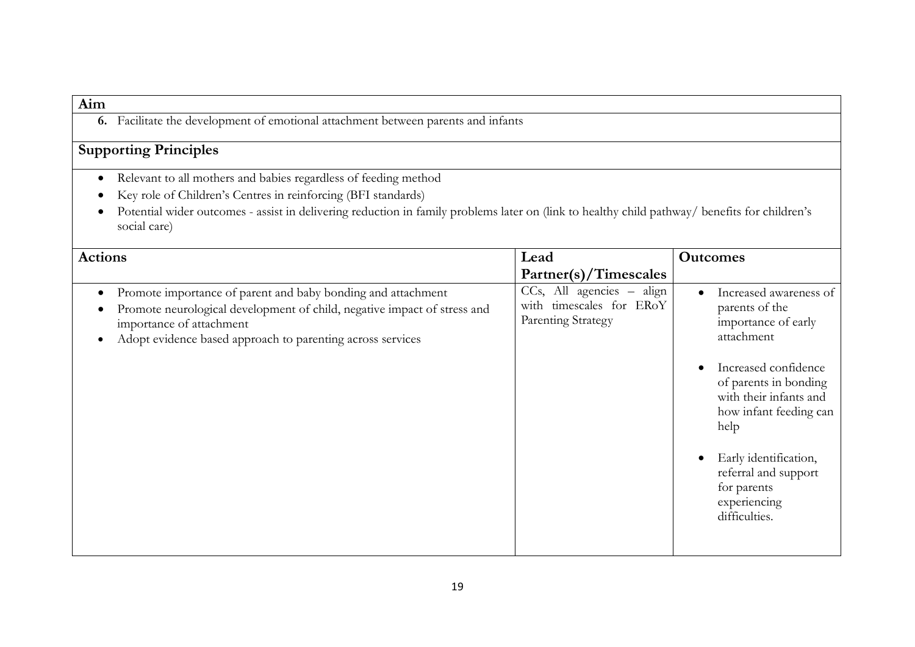**Aim**

**6.** Facilitate the development of emotional attachment between parents and infants

**Supporting Principles**

- Relevant to all mothers and babies regardless of feeding method
- Key role of Children's Centres in reinforcing (BFI standards)
- Potential wider outcomes - assist in delivering reduction in family problems later on (link to healthy child pathway/ benefits for children's social care)

| Actions | Lead Partner(s)/Timescales | Outcomes |
| --- | --- | --- |
| • Promote importance of parent and baby bonding and attachment<br>• Promote neurological development of child, negative impact of stress and importance of attachment<br>• Adopt evidence based approach to parenting across services | CCs, All agencies – align with timescales for ERoY Parenting Strategy | • Increased awareness of parents of the importance of early attachment<br>• Increased confidence of parents in bonding with their infants and how infant feeding can help<br>• Early identification, referral and support for parents experiencing difficulties. |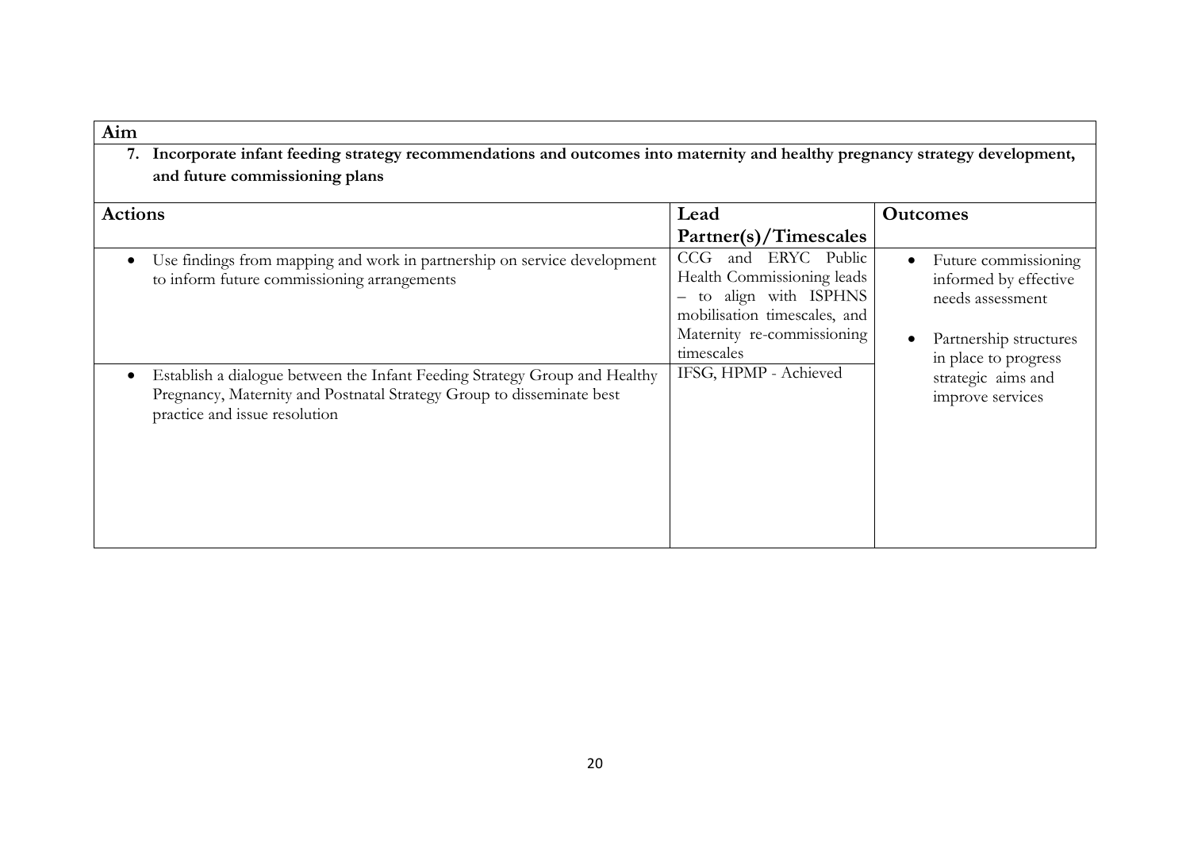**Aim**

**7. Incorporate infant feeding strategy recommendations and outcomes into maternity and healthy pregnancy strategy development, and future commissioning plans**

| Actions | Lead Partner(s)/Timescales | Outcomes |
|---|---|---|
| • Use findings from mapping and work in partnership on service development to inform future commissioning arrangements | CCG and ERYC Public Health Commissioning leads – to align with ISPHNS mobilisation timescales, and Maternity re-commissioning timescales | • Future commissioning informed by effective needs assessment<br><br>• Partnership structures in place to progress strategic aims and improve services |
| • Establish a dialogue between the Infant Feeding Strategy Group and Healthy Pregnancy, Maternity and Postnatal Strategy Group to disseminate best practice and issue resolution | IFSG, HPMP - Achieved | |